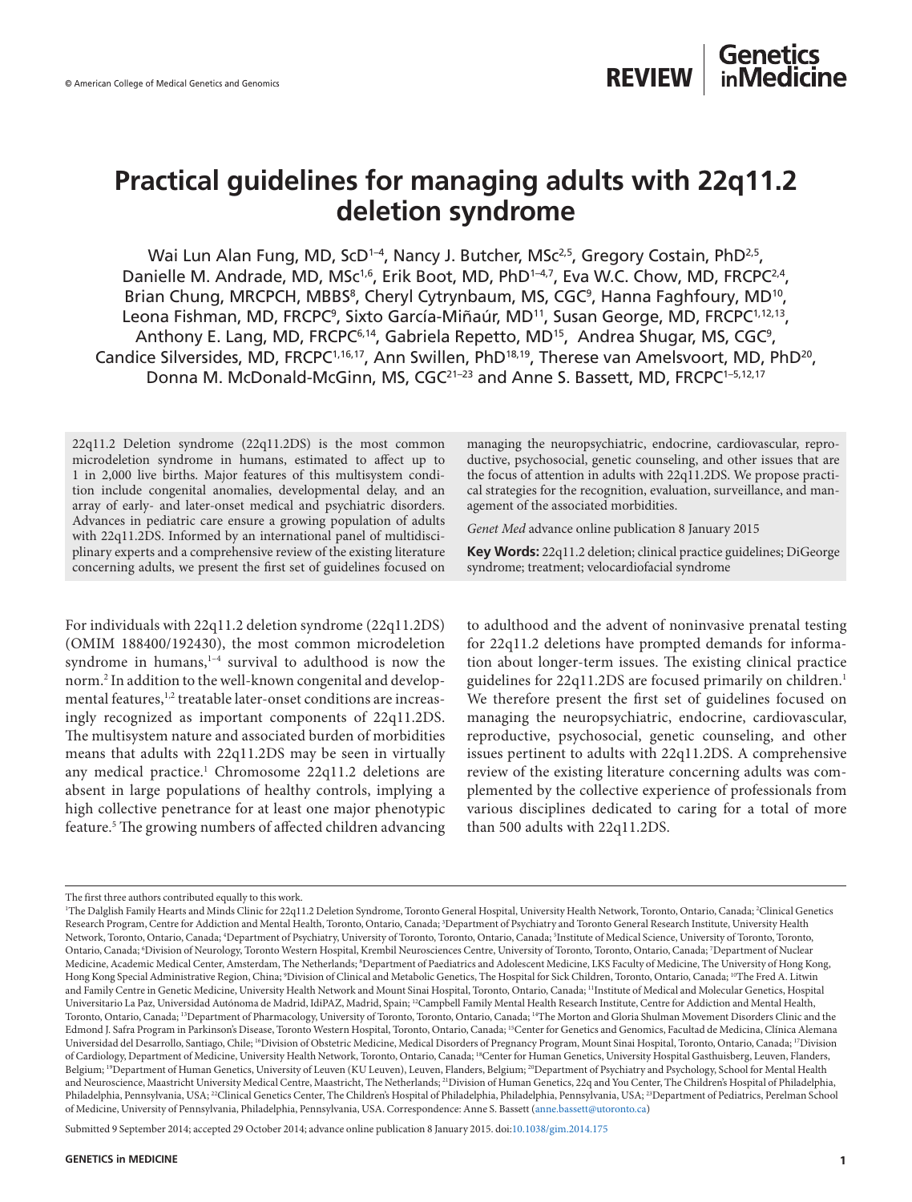# Practical guidelines for managing adults with 22q11.2 deletion syndrome

Wai Lun Alan Fung, MD, ScD[1–4], Nancy J. Butcher, MSc[2,5], Gregory Costain, PhD[2,5], Danielle M. Andrade, MD, MSc[1,6], Erik Boot, MD, PhD[1–4,7], Eva W.C. Chow, MD, FRCPC[2,4], Brian Chung, MRCPCH, MBBS[8], Cheryl Cytrynbaum, MS, CGC[9], Hanna Faghfoury, MD[10], Leona Fishman, MD, FRCPC[9], Sixto García-Miñaúr, MD[11], Susan George, MD, FRCPC[1,12,13], Anthony E. Lang, MD, FRCPC[6,14], Gabriela Repetto, MD[15], Andrea Shugar, MS, CGC[9], Candice Silversides, MD, FRCPC[1,16,17], Ann Swillen, PhD[18,19], Therese van Amelsvoort, MD, PhD[20], Donna M. McDonald-McGinn, MS, CGC[21–23] and Anne S. Bassett, MD, FRCPC[1–5,12,17]

22q11.2 Deletion syndrome (22q11.2DS) is the most common microdeletion syndrome in humans, estimated to affect up to 1 in 2,000 live births. Major features of this multisystem condition include congenital anomalies, developmental delay, and an array of early- and later-onset medical and psychiatric disorders. Advances in pediatric care ensure a growing population of adults with 22q11.2DS. Informed by an international panel of multidisciplinary experts and a comprehensive review of the existing literature concerning adults, we present the first set of guidelines focused on managing the neuropsychiatric, endocrine, cardiovascular, reproductive, psychosocial, genetic counseling, and other issues that are the focus of attention in adults with 22q11.2DS. We propose practical strategies for the recognition, evaluation, surveillance, and management of the associated morbidities.

*Genet Med* advance online publication 8 January 2015

**Key Words:** 22q11.2 deletion; clinical practice guidelines; DiGeorge syndrome; treatment; velocardiofacial syndrome

For individuals with 22q11.2 deletion syndrome (22q11.2DS) (OMIM 188400/192430), the most common microdeletion syndrome in humans,[1–4] survival to adulthood is now the norm.[2] In addition to the well-known congenital and developmental features,[1,2] treatable later-onset conditions are increasingly recognized as important components of 22q11.2DS. The multisystem nature and associated burden of morbidities means that adults with 22q11.2DS may be seen in virtually any medical practice.[1] Chromosome 22q11.2 deletions are absent in large populations of healthy controls, implying a high collective penetrance for at least one major phenotypic feature.[5] The growing numbers of affected children advancing to adulthood and the advent of noninvasive prenatal testing for 22q11.2 deletions have prompted demands for information about longer-term issues. The existing clinical practice guidelines for 22q11.2DS are focused primarily on children.[1] We therefore present the first set of guidelines focused on managing the neuropsychiatric, endocrine, cardiovascular, reproductive, psychosocial, genetic counseling, and other issues pertinent to adults with 22q11.2DS. A comprehensive review of the existing literature concerning adults was complemented by the collective experience of professionals from various disciplines dedicated to caring for a total of more than 500 adults with 22q11.2DS.

---

The first three authors contributed equally to this work.

[1]The Dalglish Family Hearts and Minds Clinic for 22q11.2 Deletion Syndrome, Toronto General Hospital, University Health Network, Toronto, Ontario, Canada; [2]Clinical Genetics Research Program, Centre for Addiction and Mental Health, Toronto, Ontario, Canada; [3]Department of Psychiatry and Toronto General Research Institute, University Health Network, Toronto, Ontario, Canada; [4]Department of Psychiatry, University of Toronto, Toronto, Ontario, Canada; [5]Institute of Medical Science, University of Toronto, Toronto, Ontario, Canada; [6]Division of Neurology, Toronto Western Hospital, Krembil Neurosciences Centre, University of Toronto, Toronto, Ontario, Canada; [7]Department of Nuclear Medicine, Academic Medical Center, Amsterdam, The Netherlands; [8]Department of Paediatrics and Adolescent Medicine, LKS Faculty of Medicine, The University of Hong Kong, Hong Kong Special Administrative Region, China; [9]Division of Clinical and Metabolic Genetics, The Hospital for Sick Children, Toronto, Ontario, Canada; [10]The Fred A. Litwin and Family Centre in Genetic Medicine, University Health Network and Mount Sinai Hospital, Toronto, Ontario, Canada; [11]Institute of Medical and Molecular Genetics, Hospital Universitario La Paz, Universidad Autónoma de Madrid, IdiPAZ, Madrid, Spain; [12]Campbell Family Mental Health Research Institute, Centre for Addiction and Mental Health, Toronto, Ontario, Canada; [13]Department of Pharmacology, University of Toronto, Toronto, Ontario, Canada; [14]The Morton and Gloria Shulman Movement Disorders Clinic and the Edmond J. Safra Program in Parkinson's Disease, Toronto Western Hospital, Toronto, Ontario, Canada; [15]Center for Genetics and Genomics, Facultad de Medicina, Clínica Alemana Universidad del Desarrollo, Santiago, Chile; [16]Division of Obstetric Medicine, Medical Disorders of Pregnancy Program, Mount Sinai Hospital, Toronto, Ontario, Canada; [17]Division of Cardiology, Department of Medicine, University Health Network, Toronto, Ontario, Canada; [18]Center for Human Genetics, University Hospital Gasthuisberg, Leuven, Flanders, Belgium; [19]Department of Human Genetics, University of Leuven (KU Leuven), Leuven, Flanders, Belgium; [20]Department of Psychiatry and Psychology, School for Mental Health and Neuroscience, Maastricht University Medical Centre, Maastricht, The Netherlands; [21]Division of Human Genetics, 22q and You Center, The Children's Hospital of Philadelphia, Philadelphia, Pennsylvania, USA; [22]Clinical Genetics Center, The Children's Hospital of Philadelphia, Philadelphia, Pennsylvania, USA; [23]Department of Pediatrics, Perelman School of Medicine, University of Pennsylvania, Philadelphia, Pennsylvania, USA. Correspondence: Anne S. Bassett (anne.bassett@utoronto.ca)

Submitted 9 September 2014; accepted 29 October 2014; advance online publication 8 January 2015. doi:10.1038/gim.2014.175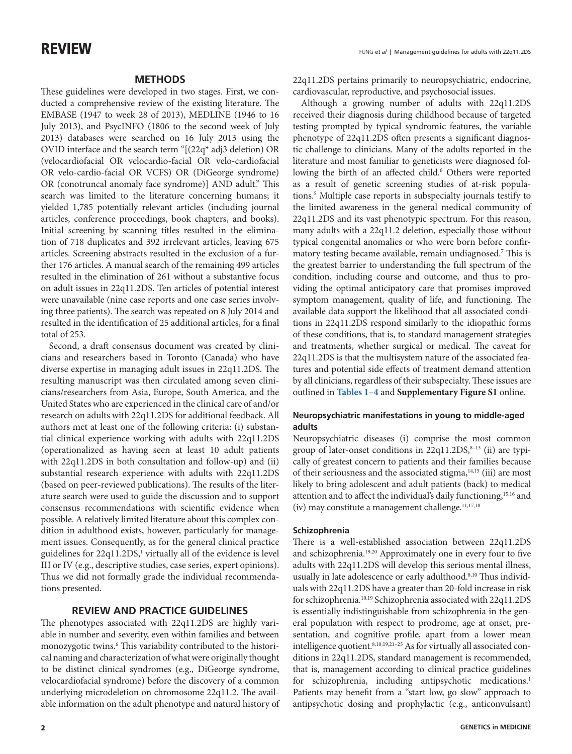## METHODS

These guidelines were developed in two stages. First, we conducted a comprehensive review of the existing literature. The EMBASE (1947 to week 28 of 2013), MEDLINE (1946 to 16 July 2013), and PsycINFO (1806 to the second week of July 2013) databases were searched on 16 July 2013 using the OVID interface and the search term "[(22q* adj3 deletion) OR (velocardiofacial OR velocardio-facial OR velo-cardiofacial OR velo-cardio-facial OR VCFS) OR (DiGeorge syndrome) OR (conotruncal anomaly face syndrome)] AND adult." This search was limited to the literature concerning humans; it yielded 1,785 potentially relevant articles (including journal articles, conference proceedings, book chapters, and books). Initial screening by scanning titles resulted in the elimination of 718 duplicates and 392 irrelevant articles, leaving 675 articles. Screening abstracts resulted in the exclusion of a further 176 articles. A manual search of the remaining 499 articles resulted in the elimination of 261 without a substantive focus on adult issues in 22q11.2DS. Ten articles of potential interest were unavailable (nine case reports and one case series involving three patients). The search was repeated on 8 July 2014 and resulted in the identification of 25 additional articles, for a final total of 253.

Second, a draft consensus document was created by clinicians and researchers based in Toronto (Canada) who have diverse expertise in managing adult issues in 22q11.2DS. The resulting manuscript was then circulated among seven clinicians/researchers from Asia, Europe, South America, and the United States who are experienced in the clinical care of and/or research on adults with 22q11.2DS for additional feedback. All authors met at least one of the following criteria: (i) substantial clinical experience working with adults with 22q11.2DS (operationalized as having seen at least 10 adult patients with 22q11.2DS in both consultation and follow-up) and (ii) substantial research experience with adults with 22q11.2DS (based on peer-reviewed publications). The results of the literature search were used to guide the discussion and to support consensus recommendations with scientific evidence when possible. A relatively limited literature about this complex condition in adulthood exists, however, particularly for management issues. Consequently, as for the general clinical practice guidelines for 22q11.2DS,[1] virtually all of the evidence is level III or IV (e.g., descriptive studies, case series, expert opinions). Thus we did not formally grade the individual recommendations presented.

## REVIEW AND PRACTICE GUIDELINES

The phenotypes associated with 22q11.2DS are highly variable in number and severity, even within families and between monozygotic twins.[6] This variability contributed to the historical naming and characterization of what were originally thought to be distinct clinical syndromes (e.g., DiGeorge syndrome, velocardiofacial syndrome) before the discovery of a common underlying microdeletion on chromosome 22q11.2. The available information on the adult phenotype and natural history of 22q11.2DS pertains primarily to neuropsychiatric, endocrine, cardiovascular, reproductive, and psychosocial issues.

Although a growing number of adults with 22q11.2DS received their diagnosis during childhood because of targeted testing prompted by typical syndromic features, the variable phenotype of 22q11.2DS often presents a significant diagnostic challenge to clinicians. Many of the adults reported in the literature and most familiar to geneticists were diagnosed following the birth of an affected child.[6] Others were reported as a result of genetic screening studies of at-risk populations.[5] Multiple case reports in subspecialty journals testify to the limited awareness in the general medical community of 22q11.2DS and its vast phenotypic spectrum. For this reason, many adults with a 22q11.2 deletion, especially those without typical congenital anomalies or who were born before confirmatory testing became available, remain undiagnosed.[7] This is the greatest barrier to understanding the full spectrum of the condition, including course and outcome, and thus to providing the optimal anticipatory care that promises improved symptom management, quality of life, and functioning. The available data support the likelihood that all associated conditions in 22q11.2DS respond similarly to the idiopathic forms of these conditions, that is, to standard management strategies and treatments, whether surgical or medical. The caveat for 22q11.2DS is that the multisystem nature of the associated features and potential side effects of treatment demand attention by all clinicians, regardless of their subspecialty. These issues are outlined in **Tables 1–4** and **Supplementary Figure S1** online.

### Neuropsychiatric manifestations in young to middle-aged adults

Neuropsychiatric diseases (i) comprise the most common group of later-onset conditions in 22q11.2DS,[8–13] (ii) are typically of greatest concern to patients and their families because of their seriousness and the associated stigma,[14,15] (iii) are most likely to bring adolescent and adult patients (back) to medical attention and to affect the individual's daily functioning,[15,16] and (iv) may constitute a management challenge.[11,17,18]

### Schizophrenia

There is a well-established association between 22q11.2DS and schizophrenia.[19,20] Approximately one in every four to five adults with 22q11.2DS will develop this serious mental illness, usually in late adolescence or early adulthood.[8,10] Thus individuals with 22q11.2DS have a greater than 20-fold increase in risk for schizophrenia.[10,19] Schizophrenia associated with 22q11.2DS is essentially indistinguishable from schizophrenia in the general population with respect to prodrome, age at onset, presentation, and cognitive profile, apart from a lower mean intelligence quotient.[8,10,19,21–25] As for virtually all associated conditions in 22q11.2DS, standard management is recommended, that is, management according to clinical practice guidelines for schizophrenia, including antipsychotic medications.[1] Patients may benefit from a "start low, go slow" approach to antipsychotic dosing and prophylactic (e.g., anticonvulsant)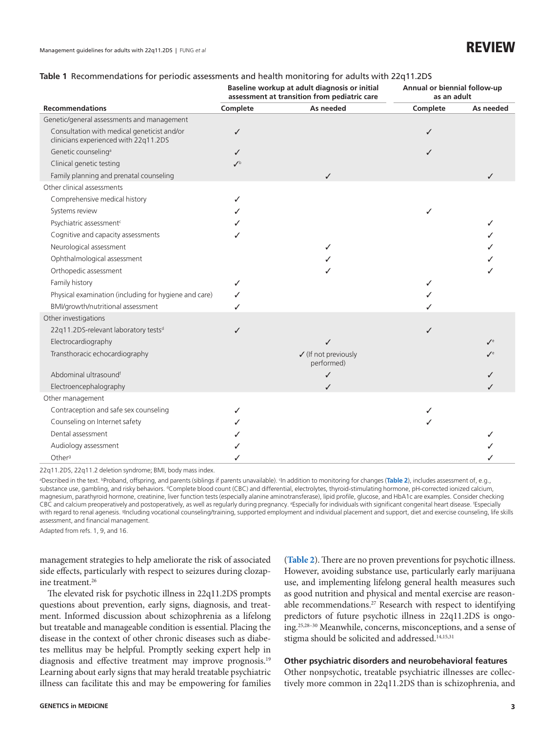**Table 1** Recommendations for periodic assessments and health monitoring for adults with 22q11.2DS

| | Baseline workup at adult diagnosis or initial assessment at transition from pediatric care | | Annual or biennial follow-up as an adult | |
|---|---|---|---|---|
| **Recommendations** | **Complete** | **As needed** | **Complete** | **As needed** |
| Genetic/general assessments and management | | | | |
| Consultation with medical geneticist and/or clinicians experienced with 22q11.2DS | ✓ | | ✓ | |
| Genetic counseling[a] | ✓ | | ✓ | |
| Clinical genetic testing | ✓[b] | | | |
| Family planning and prenatal counseling | | ✓ | | ✓ |
| Other clinical assessments | | | | |
| Comprehensive medical history | ✓ | | | |
| Systems review | ✓ | | ✓ | |
| Psychiatric assessment[c] | ✓ | | | ✓ |
| Cognitive and capacity assessments | ✓ | | | ✓ |
| Neurological assessment | | ✓ | | ✓ |
| Ophthalmological assessment | | ✓ | | ✓ |
| Orthopedic assessment | | ✓ | | ✓ |
| Family history | ✓ | | ✓ | |
| Physical examination (including for hygiene and care) | ✓ | | ✓ | |
| BMI/growth/nutritional assessment | ✓ | | ✓ | |
| Other investigations | | | | |
| 22q11.2DS-relevant laboratory tests[d] | ✓ | | ✓ | |
| Electrocardiography | | ✓ | | ✓[e] |
| Transthoracic echocardiography | | ✓ (If not previously performed) | | ✓[e] |
| Abdominal ultrasound[f] | | ✓ | | ✓ |
| Electroencephalography | | ✓ | | ✓ |
| Other management | | | | |
| Contraception and safe sex counseling | ✓ | | ✓ | |
| Counseling on Internet safety | ✓ | | ✓ | |
| Dental assessment | ✓ | | | ✓ |
| Audiology assessment | ✓ | | | ✓ |
| Other[g] | ✓ | | | ✓ |

22q11.2DS, 22q11.2 deletion syndrome; BMI, body mass index.

[a]Described in the text. [b]Proband, offspring, and parents (siblings if parents unavailable). [c]In addition to monitoring for changes (**Table 2**), includes assessment of, e.g., substance use, gambling, and risky behaviors. [d]Complete blood count (CBC) and differential, electrolytes, thyroid-stimulating hormone, pH-corrected ionized calcium, magnesium, parathyroid hormone, creatinine, liver function tests (especially alanine aminotransferase), lipid profile, glucose, and HbA1c are examples. Consider checking CBC and calcium preoperatively and postoperatively, as well as regularly during pregnancy. [e]Especially for individuals with significant congenital heart disease. [f]Especially with regard to renal agenesis. [g]Including vocational counseling/training, supported employment and individual placement and support, diet and exercise counseling, life skills assessment, and financial management.

Adapted from refs. 1, 9, and 16.

management strategies to help ameliorate the risk of associated side effects, particularly with respect to seizures during clozapine treatment.[26]

The elevated risk for psychotic illness in 22q11.2DS prompts questions about prevention, early signs, diagnosis, and treatment. Informed discussion about schizophrenia as a lifelong but treatable and manageable condition is essential. Placing the disease in the context of other chronic diseases such as diabetes mellitus may be helpful. Promptly seeking expert help in diagnosis and effective treatment may improve prognosis.[19] Learning about early signs that may herald treatable psychiatric illness can facilitate this and may be empowering for families (**Table 2**). There are no proven preventions for psychotic illness. However, avoiding substance use, particularly early marijuana use, and implementing lifelong general health measures such as good nutrition and physical and mental exercise are reasonable recommendations.[27] Research with respect to identifying predictors of future psychotic illness in 22q11.2DS is ongoing.[25,28–30] Meanwhile, concerns, misconceptions, and a sense of stigma should be solicited and addressed.[14,15,31]

### Other psychiatric disorders and neurobehavioral features

Other nonpsychotic, treatable psychiatric illnesses are collectively more common in 22q11.2DS than is schizophrenia, and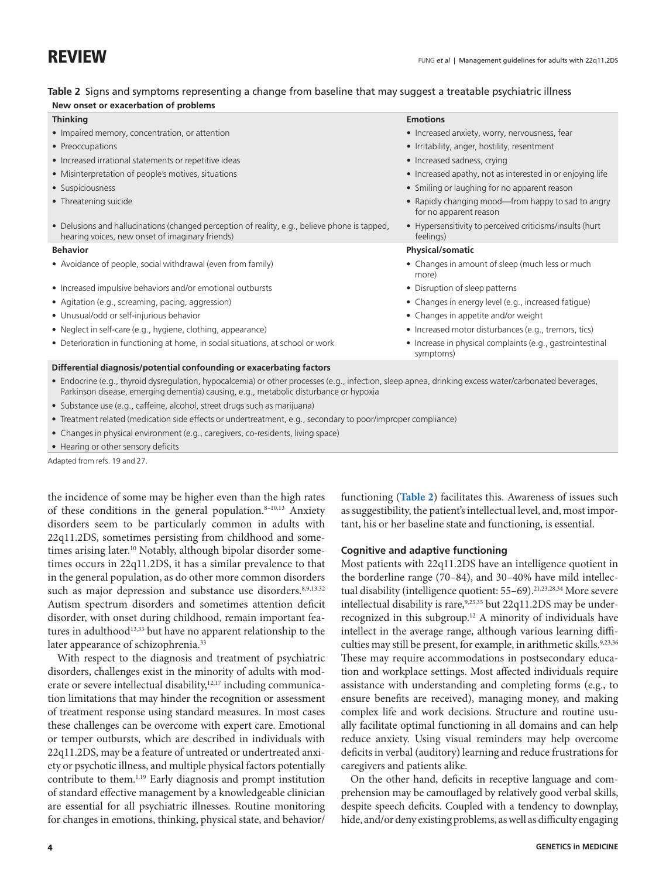**Table 2** Signs and symptoms representing a change from baseline that may suggest a treatable psychiatric illness

**New onset or exacerbation of problems**

| Thinking | Emotions |
| --- | --- |
| • Impaired memory, concentration, or attention | • Increased anxiety, worry, nervousness, fear |
| • Preoccupations | • Irritability, anger, hostility, resentment |
| • Increased irrational statements or repetitive ideas | • Increased sadness, crying |
| • Misinterpretation of people's motives, situations | • Increased apathy, not as interested in or enjoying life |
| • Suspiciousness | • Smiling or laughing for no apparent reason |
| • Threatening suicide | • Rapidly changing mood—from happy to sad to angry for no apparent reason |
| • Delusions and hallucinations (changed perception of reality, e.g., believe phone is tapped, hearing voices, new onset of imaginary friends) | • Hypersensitivity to perceived criticisms/insults (hurt feelings) |
| **Behavior** | **Physical/somatic** |
| • Avoidance of people, social withdrawal (even from family) | • Changes in amount of sleep (much less or much more) |
| • Increased impulsive behaviors and/or emotional outbursts | • Disruption of sleep patterns |
| • Agitation (e.g., screaming, pacing, aggression) | • Changes in energy level (e.g., increased fatigue) |
| • Unusual/odd or self-injurious behavior | • Changes in appetite and/or weight |
| • Neglect in self-care (e.g., hygiene, clothing, appearance) | • Increased motor disturbances (e.g., tremors, tics) |
| • Deterioration in functioning at home, in social situations, at school or work | • Increase in physical complaints (e.g., gastrointestinal symptoms) |
| **Differential diagnosis/potential confounding or exacerbating factors** | |
| • Endocrine (e.g., thyroid dysregulation, hypocalcemia) or other processes (e.g., infection, sleep apnea, drinking excess water/carbonated beverages, Parkinson disease, emerging dementia) causing, e.g., metabolic disturbance or hypoxia | |
| • Substance use (e.g., caffeine, alcohol, street drugs such as marijuana) | |
| • Treatment related (medication side effects or undertreatment, e.g., secondary to poor/improper compliance) | |
| • Changes in physical environment (e.g., caregivers, co-residents, living space) | |
| • Hearing or other sensory deficits | |

Adapted from refs. 19 and 27.

the incidence of some may be higher even than the high rates of these conditions in the general population.[8–10,13] Anxiety disorders seem to be particularly common in adults with 22q11.2DS, sometimes persisting from childhood and sometimes arising later.[10] Notably, although bipolar disorder sometimes occurs in 22q11.2DS, it has a similar prevalence to that in the general population, as do other more common disorders such as major depression and substance use disorders.[8,9,13,32] Autism spectrum disorders and sometimes attention deficit disorder, with onset during childhood, remain important features in adulthood[13,33] but have no apparent relationship to the later appearance of schizophrenia.[33]

With respect to the diagnosis and treatment of psychiatric disorders, challenges exist in the minority of adults with moderate or severe intellectual disability,[12,17] including communication limitations that may hinder the recognition or assessment of treatment response using standard measures. In most cases these challenges can be overcome with expert care. Emotional or temper outbursts, which are described in individuals with 22q11.2DS, may be a feature of untreated or undertreated anxiety or psychotic illness, and multiple physical factors potentially contribute to them.[1,19] Early diagnosis and prompt institution of standard effective management by a knowledgeable clinician are essential for all psychiatric illnesses. Routine monitoring for changes in emotions, thinking, physical state, and behavior/functioning (**Table 2**) facilitates this. Awareness of issues such as suggestibility, the patient's intellectual level, and, most important, his or her baseline state and functioning, is essential.

### Cognitive and adaptive functioning

Most patients with 22q11.2DS have an intelligence quotient in the borderline range (70–84), and 30–40% have mild intellectual disability (intelligence quotient: 55–69).[21,23,28,34] More severe intellectual disability is rare,[9,23,35] but 22q11.2DS may be underrecognized in this subgroup.[12] A minority of individuals have intellect in the average range, although various learning difficulties may still be present, for example, in arithmetic skills.[9,23,36] These may require accommodations in postsecondary education and workplace settings. Most affected individuals require assistance with understanding and completing forms (e.g., to ensure benefits are received), managing money, and making complex life and work decisions. Structure and routine usually facilitate optimal functioning in all domains and can help reduce anxiety. Using visual reminders may help overcome deficits in verbal (auditory) learning and reduce frustrations for caregivers and patients alike.

On the other hand, deficits in receptive language and comprehension may be camouflaged by relatively good verbal skills, despite speech deficits. Coupled with a tendency to downplay, hide, and/or deny existing problems, as well as difficulty engaging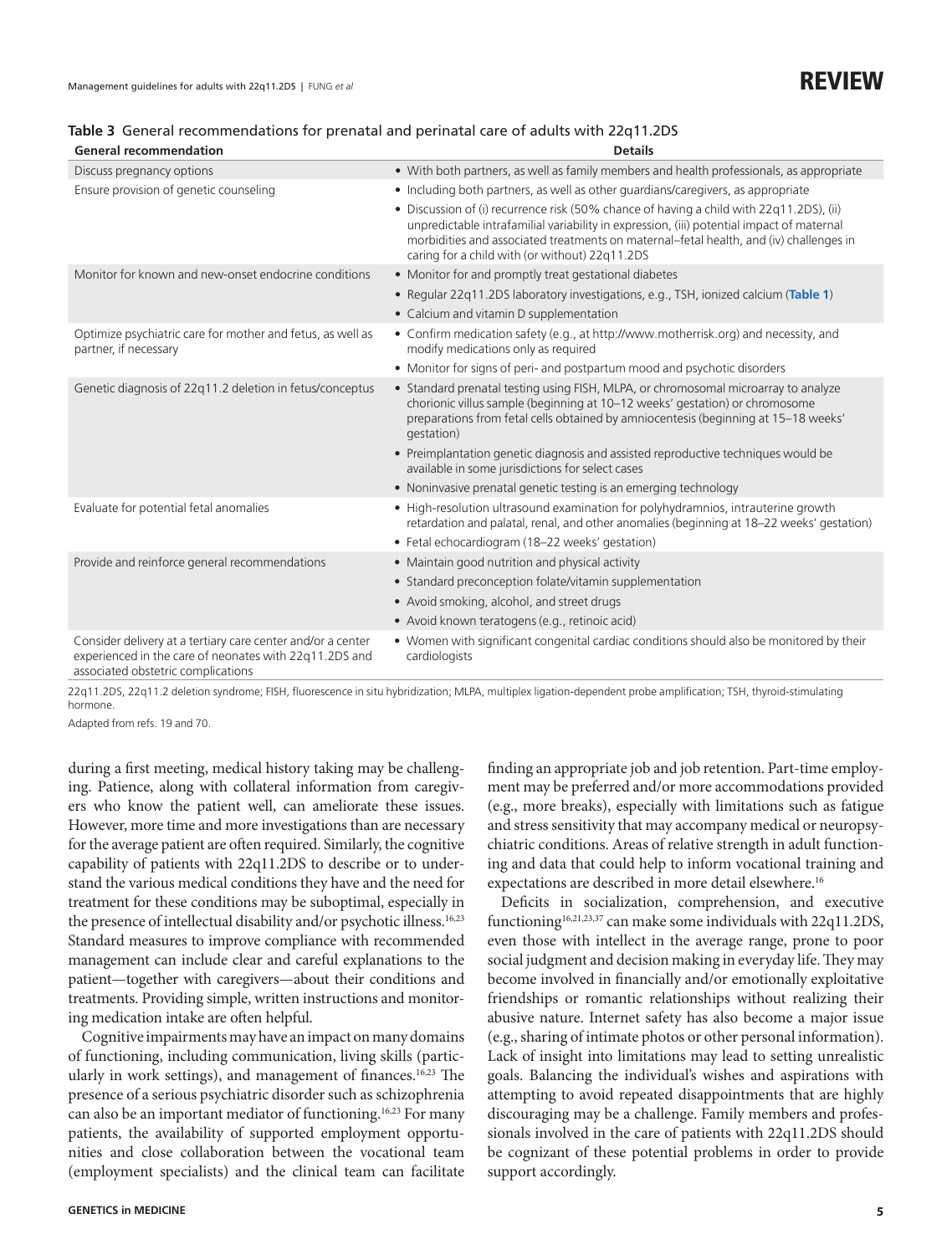**Table 3** General recommendations for prenatal and perinatal care of adults with 22q11.2DS

| General recommendation | Details |
|---|---|
| Discuss pregnancy options | • With both partners, as well as family members and health professionals, as appropriate |
| Ensure provision of genetic counseling | • Including both partners, as well as other guardians/caregivers, as appropriate<br>• Discussion of (i) recurrence risk (50% chance of having a child with 22q11.2DS), (ii) unpredictable intrafamilial variability in expression, (iii) potential impact of maternal morbidities and associated treatments on maternal–fetal health, and (iv) challenges in caring for a child with (or without) 22q11.2DS |
| Monitor for known and new-onset endocrine conditions | • Monitor for and promptly treat gestational diabetes<br>• Regular 22q11.2DS laboratory investigations, e.g., TSH, ionized calcium (Table 1)<br>• Calcium and vitamin D supplementation |
| Optimize psychiatric care for mother and fetus, as well as partner, if necessary | • Confirm medication safety (e.g., at http://www.motherrisk.org) and necessity, and modify medications only as required<br>• Monitor for signs of peri- and postpartum mood and psychotic disorders |
| Genetic diagnosis of 22q11.2 deletion in fetus/conceptus | • Standard prenatal testing using FISH, MLPA, or chromosomal microarray to analyze chorionic villus sample (beginning at 10–12 weeks' gestation) or chromosome preparations from fetal cells obtained by amniocentesis (beginning at 15–18 weeks' gestation)<br>• Preimplantation genetic diagnosis and assisted reproductive techniques would be available in some jurisdictions for select cases<br>• Noninvasive prenatal genetic testing is an emerging technology |
| Evaluate for potential fetal anomalies | • High-resolution ultrasound examination for polyhydramnios, intrauterine growth retardation and palatal, renal, and other anomalies (beginning at 18–22 weeks' gestation)<br>• Fetal echocardiogram (18–22 weeks' gestation) |
| Provide and reinforce general recommendations | • Maintain good nutrition and physical activity<br>• Standard preconception folate/vitamin supplementation<br>• Avoid smoking, alcohol, and street drugs<br>• Avoid known teratogens (e.g., retinoic acid) |
| Consider delivery at a tertiary care center and/or a center experienced in the care of neonates with 22q11.2DS and associated obstetric complications | • Women with significant congenital cardiac conditions should also be monitored by their cardiologists |

22q11.2DS, 22q11.2 deletion syndrome; FISH, fluorescence in situ hybridization; MLPA, multiplex ligation-dependent probe amplification; TSH, thyroid-stimulating hormone.

Adapted from refs. 19 and 70.

during a first meeting, medical history taking may be challenging. Patience, along with collateral information from caregivers who know the patient well, can ameliorate these issues. However, more time and more investigations than are necessary for the average patient are often required. Similarly, the cognitive capability of patients with 22q11.2DS to describe or to understand the various medical conditions they have and the need for treatment for these conditions may be suboptimal, especially in the presence of intellectual disability and/or psychotic illness.[16,23] Standard measures to improve compliance with recommended management can include clear and careful explanations to the patient—together with caregivers—about their conditions and treatments. Providing simple, written instructions and monitoring medication intake are often helpful.

Cognitive impairments may have an impact on many domains of functioning, including communication, living skills (particularly in work settings), and management of finances.[16,23] The presence of a serious psychiatric disorder such as schizophrenia can also be an important mediator of functioning.[16,23] For many patients, the availability of supported employment opportunities and close collaboration between the vocational team (employment specialists) and the clinical team can facilitate finding an appropriate job and job retention. Part-time employment may be preferred and/or more accommodations provided (e.g., more breaks), especially with limitations such as fatigue and stress sensitivity that may accompany medical or neuropsychiatric conditions. Areas of relative strength in adult functioning and data that could help to inform vocational training and expectations are described in more detail elsewhere.[16]

Deficits in socialization, comprehension, and executive functioning[16,21,23,37] can make some individuals with 22q11.2DS, even those with intellect in the average range, prone to poor social judgment and decision making in everyday life. They may become involved in financially and/or emotionally exploitative friendships or romantic relationships without realizing their abusive nature. Internet safety has also become a major issue (e.g., sharing of intimate photos or other personal information). Lack of insight into limitations may lead to setting unrealistic goals. Balancing the individual's wishes and aspirations with attempting to avoid repeated disappointments that are highly discouraging may be a challenge. Family members and professionals involved in the care of patients with 22q11.2DS should be cognizant of these potential problems in order to provide support accordingly.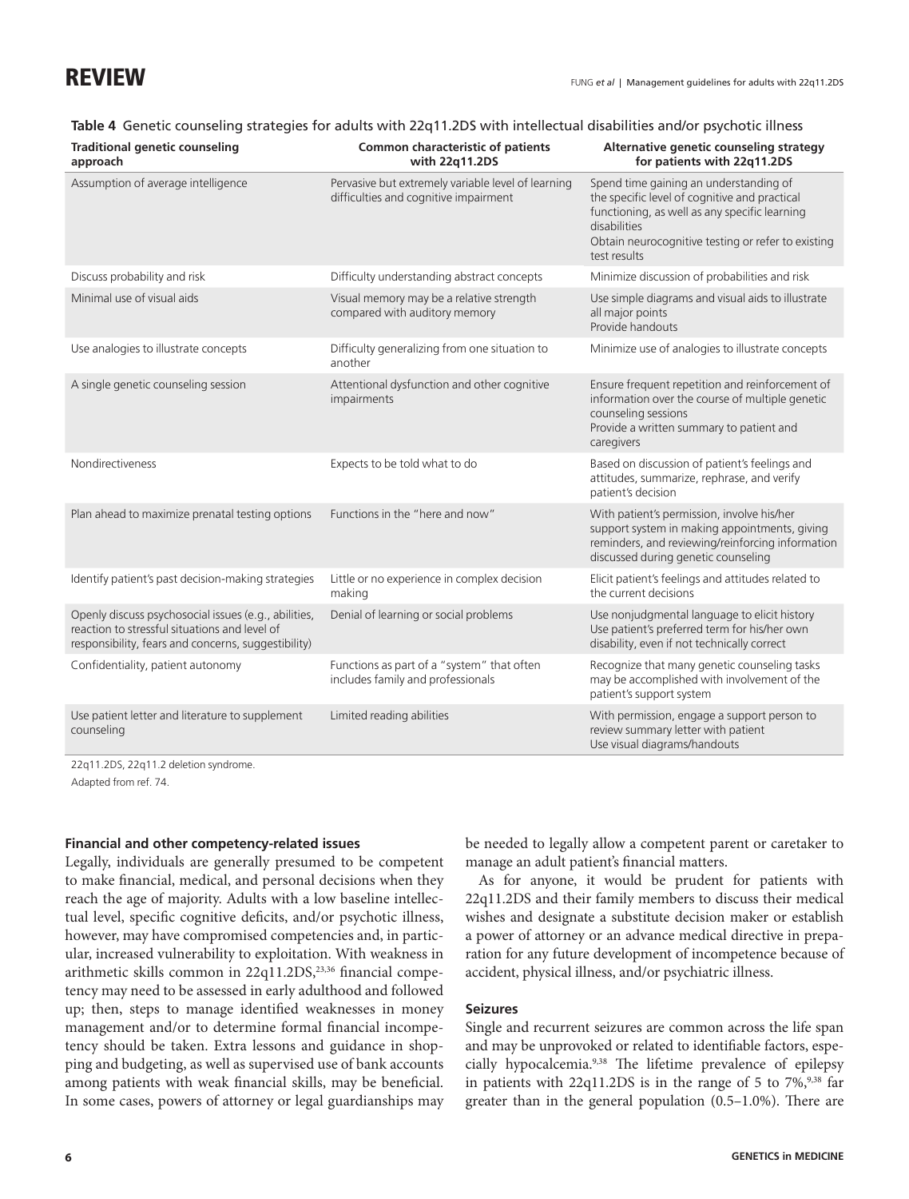**Table 4** Genetic counseling strategies for adults with 22q11.2DS with intellectual disabilities and/or psychotic illness

| Traditional genetic counseling approach | Common characteristic of patients with 22q11.2DS | Alternative genetic counseling strategy for patients with 22q11.2DS |
|---|---|---|
| Assumption of average intelligence | Pervasive but extremely variable level of learning difficulties and cognitive impairment | Spend time gaining an understanding of the specific level of cognitive and practical functioning, as well as any specific learning disabilities<br>Obtain neurocognitive testing or refer to existing test results |
| Discuss probability and risk | Difficulty understanding abstract concepts | Minimize discussion of probabilities and risk |
| Minimal use of visual aids | Visual memory may be a relative strength compared with auditory memory | Use simple diagrams and visual aids to illustrate all major points<br>Provide handouts |
| Use analogies to illustrate concepts | Difficulty generalizing from one situation to another | Minimize use of analogies to illustrate concepts |
| A single genetic counseling session | Attentional dysfunction and other cognitive impairments | Ensure frequent repetition and reinforcement of information over the course of multiple genetic counseling sessions<br>Provide a written summary to patient and caregivers |
| Nondirectiveness | Expects to be told what to do | Based on discussion of patient's feelings and attitudes, summarize, rephrase, and verify patient's decision |
| Plan ahead to maximize prenatal testing options | Functions in the "here and now" | With patient's permission, involve his/her support system in making appointments, giving reminders, and reviewing/reinforcing information discussed during genetic counseling |
| Identify patient's past decision-making strategies | Little or no experience in complex decision making | Elicit patient's feelings and attitudes related to the current decisions |
| Openly discuss psychosocial issues (e.g., abilities, reaction to stressful situations and level of responsibility, fears and concerns, suggestibility) | Denial of learning or social problems | Use nonjudgmental language to elicit history<br>Use patient's preferred term for his/her own disability, even if not technically correct |
| Confidentiality, patient autonomy | Functions as part of a "system" that often includes family and professionals | Recognize that many genetic counseling tasks may be accomplished with involvement of the patient's support system |
| Use patient letter and literature to supplement counseling | Limited reading abilities | With permission, engage a support person to review summary letter with patient<br>Use visual diagrams/handouts |

22q11.2DS, 22q11.2 deletion syndrome.

Adapted from ref. 74.

### Financial and other competency-related issues

Legally, individuals are generally presumed to be competent to make financial, medical, and personal decisions when they reach the age of majority. Adults with a low baseline intellectual level, specific cognitive deficits, and/or psychotic illness, however, may have compromised competencies and, in particular, increased vulnerability to exploitation. With weakness in arithmetic skills common in 22q11.2DS,[23,36] financial competency may need to be assessed in early adulthood and followed up; then, steps to manage identified weaknesses in money management and/or to determine formal financial incompetency should be taken. Extra lessons and guidance in shopping and budgeting, as well as supervised use of bank accounts among patients with weak financial skills, may be beneficial. In some cases, powers of attorney or legal guardianships may be needed to legally allow a competent parent or caretaker to manage an adult patient's financial matters.

As for anyone, it would be prudent for patients with 22q11.2DS and their family members to discuss their medical wishes and designate a substitute decision maker or establish a power of attorney or an advance medical directive in preparation for any future development of incompetence because of accident, physical illness, and/or psychiatric illness.

### Seizures

Single and recurrent seizures are common across the life span and may be unprovoked or related to identifiable factors, especially hypocalcemia.[9,38] The lifetime prevalence of epilepsy in patients with 22q11.2DS is in the range of 5 to 7%,[9,38] far greater than in the general population (0.5–1.0%). There are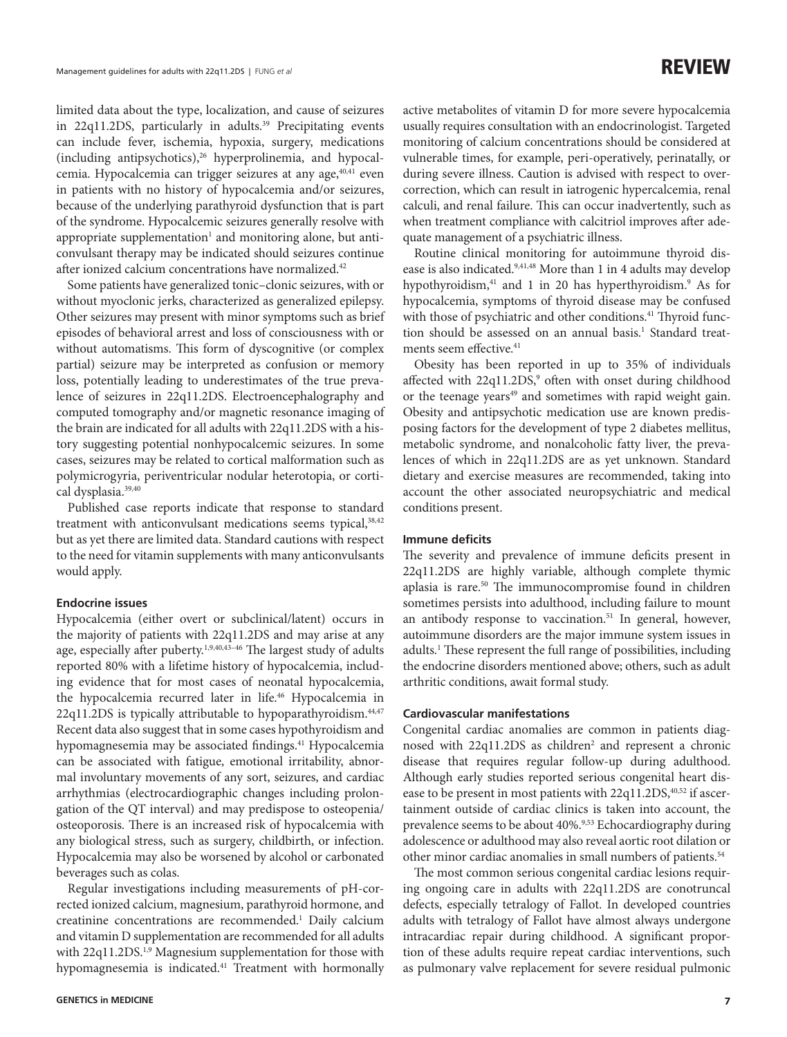limited data about the type, localization, and cause of seizures in 22q11.2DS, particularly in adults.[39] Precipitating events can include fever, ischemia, hypoxia, surgery, medications (including antipsychotics),[26] hyperprolinemia, and hypocalcemia. Hypocalcemia can trigger seizures at any age,[40,41] even in patients with no history of hypocalcemia and/or seizures, because of the underlying parathyroid dysfunction that is part of the syndrome. Hypocalcemic seizures generally resolve with appropriate supplementation[1] and monitoring alone, but anticonvulsant therapy may be indicated should seizures continue after ionized calcium concentrations have normalized.[42]

Some patients have generalized tonic–clonic seizures, with or without myoclonic jerks, characterized as generalized epilepsy. Other seizures may present with minor symptoms such as brief episodes of behavioral arrest and loss of consciousness with or without automatisms. This form of dyscognitive (or complex partial) seizure may be interpreted as confusion or memory loss, potentially leading to underestimates of the true prevalence of seizures in 22q11.2DS. Electroencephalography and computed tomography and/or magnetic resonance imaging of the brain are indicated for all adults with 22q11.2DS with a history suggesting potential nonhypocalcemic seizures. In some cases, seizures may be related to cortical malformation such as polymicrogyria, periventricular nodular heterotopia, or cortical dysplasia.[39,40]

Published case reports indicate that response to standard treatment with anticonvulsant medications seems typical,[38,42] but as yet there are limited data. Standard cautions with respect to the need for vitamin supplements with many anticonvulsants would apply.

#### Endocrine issues

Hypocalcemia (either overt or subclinical/latent) occurs in the majority of patients with 22q11.2DS and may arise at any age, especially after puberty.[1,9,40,43–46] The largest study of adults reported 80% with a lifetime history of hypocalcemia, including evidence that for most cases of neonatal hypocalcemia, the hypocalcemia recurred later in life.[46] Hypocalcemia in 22q11.2DS is typically attributable to hypoparathyroidism.[44,47] Recent data also suggest that in some cases hypothyroidism and hypomagnesemia may be associated findings.[41] Hypocalcemia can be associated with fatigue, emotional irritability, abnormal involuntary movements of any sort, seizures, and cardiac arrhythmias (electrocardiographic changes including prolongation of the QT interval) and may predispose to osteopenia/osteoporosis. There is an increased risk of hypocalcemia with any biological stress, such as surgery, childbirth, or infection. Hypocalcemia may also be worsened by alcohol or carbonated beverages such as colas.

Regular investigations including measurements of pH-corrected ionized calcium, magnesium, parathyroid hormone, and creatinine concentrations are recommended.[1] Daily calcium and vitamin D supplementation are recommended for all adults with 22q11.2DS.[1,9] Magnesium supplementation for those with hypomagnesemia is indicated.[41] Treatment with hormonally active metabolites of vitamin D for more severe hypocalcemia usually requires consultation with an endocrinologist. Targeted monitoring of calcium concentrations should be considered at vulnerable times, for example, peri-operatively, perinatally, or during severe illness. Caution is advised with respect to overcorrection, which can result in iatrogenic hypercalcemia, renal calculi, and renal failure. This can occur inadvertently, such as when treatment compliance with calcitriol improves after adequate management of a psychiatric illness.

Routine clinical monitoring for autoimmune thyroid disease is also indicated.[9,41,48] More than 1 in 4 adults may develop hypothyroidism,[41] and 1 in 20 has hyperthyroidism.[9] As for hypocalcemia, symptoms of thyroid disease may be confused with those of psychiatric and other conditions.[41] Thyroid function should be assessed on an annual basis.[1] Standard treatments seem effective.[41]

Obesity has been reported in up to 35% of individuals affected with 22q11.2DS,[9] often with onset during childhood or the teenage years[49] and sometimes with rapid weight gain. Obesity and antipsychotic medication use are known predisposing factors for the development of type 2 diabetes mellitus, metabolic syndrome, and nonalcoholic fatty liver, the prevalences of which in 22q11.2DS are as yet unknown. Standard dietary and exercise measures are recommended, taking into account the other associated neuropsychiatric and medical conditions present.

#### Immune deficits

The severity and prevalence of immune deficits present in 22q11.2DS are highly variable, although complete thymic aplasia is rare.[50] The immunocompromise found in children sometimes persists into adulthood, including failure to mount an antibody response to vaccination.[51] In general, however, autoimmune disorders are the major immune system issues in adults.[1] These represent the full range of possibilities, including the endocrine disorders mentioned above; others, such as adult arthritic conditions, await formal study.

#### Cardiovascular manifestations

Congenital cardiac anomalies are common in patients diagnosed with 22q11.2DS as children[2] and represent a chronic disease that requires regular follow-up during adulthood. Although early studies reported serious congenital heart disease to be present in most patients with 22q11.2DS,[40,52] if ascertainment outside of cardiac clinics is taken into account, the prevalence seems to be about 40%.[9,53] Echocardiography during adolescence or adulthood may also reveal aortic root dilation or other minor cardiac anomalies in small numbers of patients.[54]

The most common serious congenital cardiac lesions requiring ongoing care in adults with 22q11.2DS are conotruncal defects, especially tetralogy of Fallot. In developed countries adults with tetralogy of Fallot have almost always undergone intracardiac repair during childhood. A significant proportion of these adults require repeat cardiac interventions, such as pulmonary valve replacement for severe residual pulmonic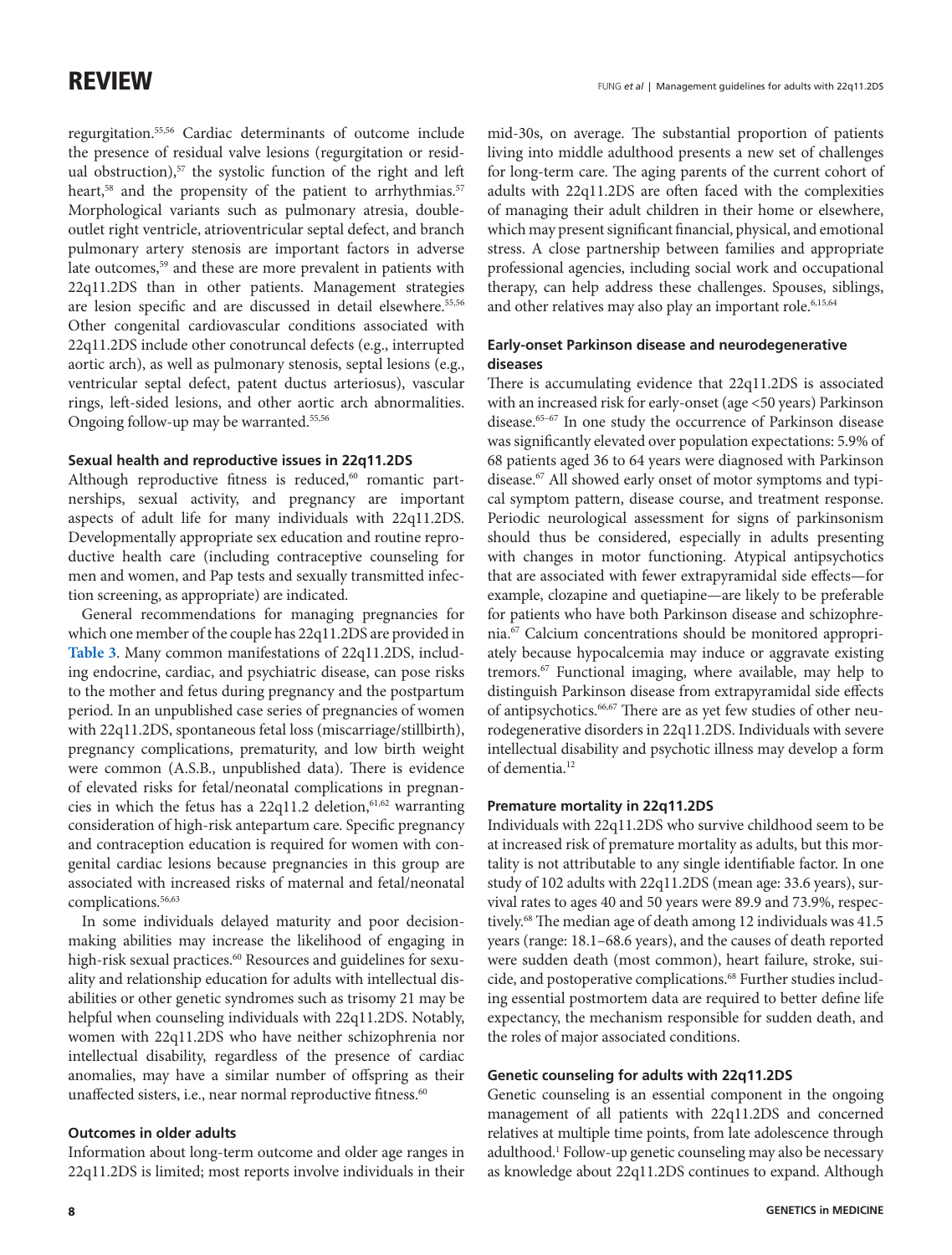regurgitation.[55,56] Cardiac determinants of outcome include the presence of residual valve lesions (regurgitation or residual obstruction),[57] the systolic function of the right and left heart,[58] and the propensity of the patient to arrhythmias.[57] Morphological variants such as pulmonary atresia, double-outlet right ventricle, atrioventricular septal defect, and branch pulmonary artery stenosis are important factors in adverse late outcomes,[59] and these are more prevalent in patients with 22q11.2DS than in other patients. Management strategies are lesion specific and are discussed in detail elsewhere.[55,56] Other congenital cardiovascular conditions associated with 22q11.2DS include other conotruncal defects (e.g., interrupted aortic arch), as well as pulmonary stenosis, septal lesions (e.g., ventricular septal defect, patent ductus arteriosus), vascular rings, left-sided lesions, and other aortic arch abnormalities. Ongoing follow-up may be warranted.[55,56]

### Sexual health and reproductive issues in 22q11.2DS

Although reproductive fitness is reduced,[60] romantic partnerships, sexual activity, and pregnancy are important aspects of adult life for many individuals with 22q11.2DS. Developmentally appropriate sex education and routine reproductive health care (including contraceptive counseling for men and women, and Pap tests and sexually transmitted infection screening, as appropriate) are indicated.

General recommendations for managing pregnancies for which one member of the couple has 22q11.2DS are provided in **Table 3**. Many common manifestations of 22q11.2DS, including endocrine, cardiac, and psychiatric disease, can pose risks to the mother and fetus during pregnancy and the postpartum period. In an unpublished case series of pregnancies of women with 22q11.2DS, spontaneous fetal loss (miscarriage/stillbirth), pregnancy complications, prematurity, and low birth weight were common (A.S.B., unpublished data). There is evidence of elevated risks for fetal/neonatal complications in pregnancies in which the fetus has a 22q11.2 deletion,[61,62] warranting consideration of high-risk antepartum care. Specific pregnancy and contraception education is required for women with congenital cardiac lesions because pregnancies in this group are associated with increased risks of maternal and fetal/neonatal complications.[56,63]

In some individuals delayed maturity and poor decision-making abilities may increase the likelihood of engaging in high-risk sexual practices.[60] Resources and guidelines for sexuality and relationship education for adults with intellectual disabilities or other genetic syndromes such as trisomy 21 may be helpful when counseling individuals with 22q11.2DS. Notably, women with 22q11.2DS who have neither schizophrenia nor intellectual disability, regardless of the presence of cardiac anomalies, may have a similar number of offspring as their unaffected sisters, i.e., near normal reproductive fitness.[60]

### Outcomes in older adults

Information about long-term outcome and older age ranges in 22q11.2DS is limited; most reports involve individuals in their mid-30s, on average. The substantial proportion of patients living into middle adulthood presents a new set of challenges for long-term care. The aging parents of the current cohort of adults with 22q11.2DS are often faced with the complexities of managing their adult children in their home or elsewhere, which may present significant financial, physical, and emotional stress. A close partnership between families and appropriate professional agencies, including social work and occupational therapy, can help address these challenges. Spouses, siblings, and other relatives may also play an important role.[6,15,64]

### Early-onset Parkinson disease and neurodegenerative diseases

There is accumulating evidence that 22q11.2DS is associated with an increased risk for early-onset (age <50 years) Parkinson disease.[65–67] In one study the occurrence of Parkinson disease was significantly elevated over population expectations: 5.9% of 68 patients aged 36 to 64 years were diagnosed with Parkinson disease.[67] All showed early onset of motor symptoms and typical symptom pattern, disease course, and treatment response. Periodic neurological assessment for signs of parkinsonism should thus be considered, especially in adults presenting with changes in motor functioning. Atypical antipsychotics that are associated with fewer extrapyramidal side effects—for example, clozapine and quetiapine—are likely to be preferable for patients who have both Parkinson disease and schizophrenia.[67] Calcium concentrations should be monitored appropriately because hypocalcemia may induce or aggravate existing tremors.[67] Functional imaging, where available, may help to distinguish Parkinson disease from extrapyramidal side effects of antipsychotics.[66,67] There are as yet few studies of other neurodegenerative disorders in 22q11.2DS. Individuals with severe intellectual disability and psychotic illness may develop a form of dementia.[12]

### Premature mortality in 22q11.2DS

Individuals with 22q11.2DS who survive childhood seem to be at increased risk of premature mortality as adults, but this mortality is not attributable to any single identifiable factor. In one study of 102 adults with 22q11.2DS (mean age: 33.6 years), survival rates to ages 40 and 50 years were 89.9 and 73.9%, respectively.[68] The median age of death among 12 individuals was 41.5 years (range: 18.1–68.6 years), and the causes of death reported were sudden death (most common), heart failure, stroke, suicide, and postoperative complications.[68] Further studies including essential postmortem data are required to better define life expectancy, the mechanism responsible for sudden death, and the roles of major associated conditions.

### Genetic counseling for adults with 22q11.2DS

Genetic counseling is an essential component in the ongoing management of all patients with 22q11.2DS and concerned relatives at multiple time points, from late adolescence through adulthood.[1] Follow-up genetic counseling may also be necessary as knowledge about 22q11.2DS continues to expand. Although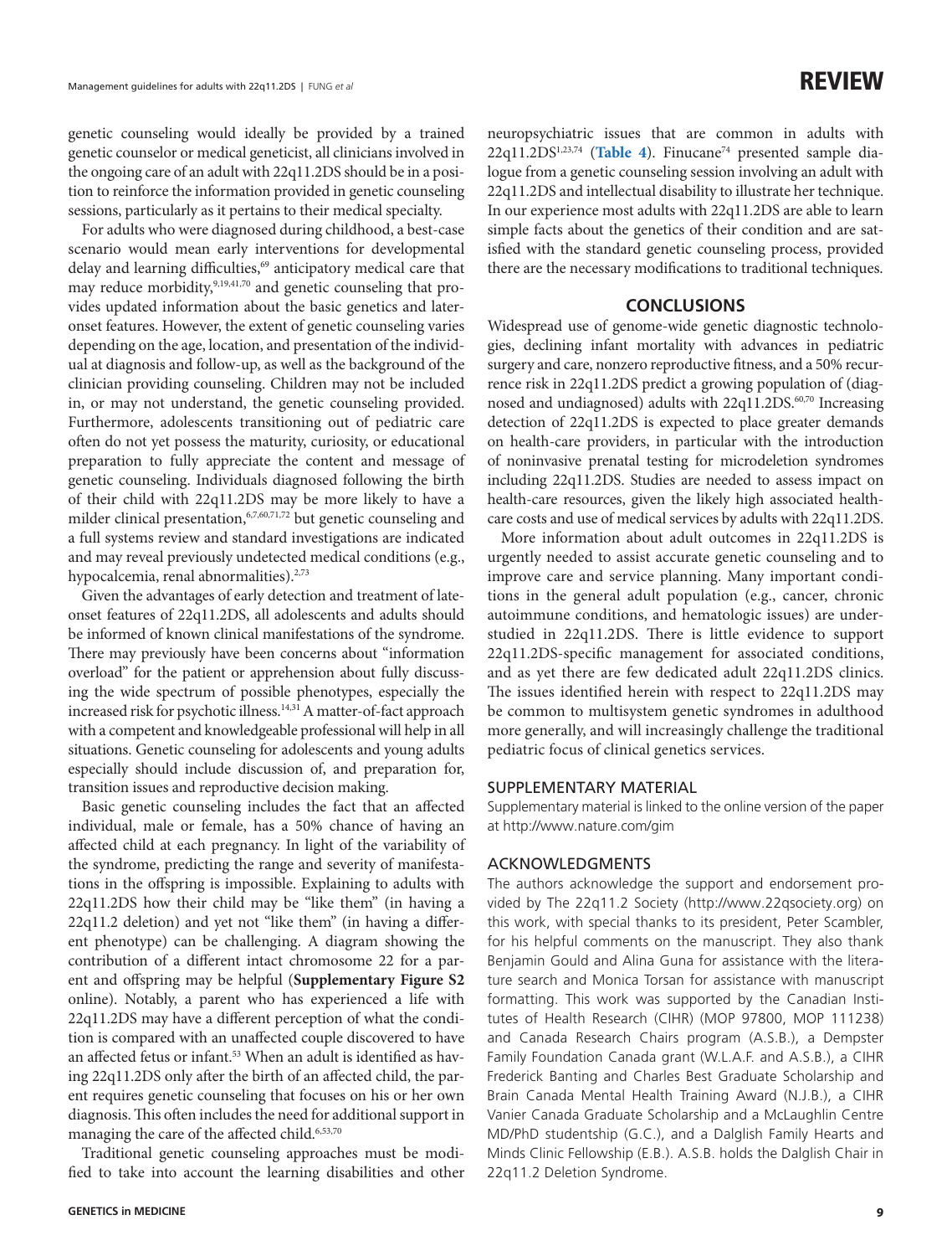genetic counseling would ideally be provided by a trained genetic counselor or medical geneticist, all clinicians involved in the ongoing care of an adult with 22q11.2DS should be in a position to reinforce the information provided in genetic counseling sessions, particularly as it pertains to their medical specialty.

For adults who were diagnosed during childhood, a best-case scenario would mean early interventions for developmental delay and learning difficulties,[69] anticipatory medical care that may reduce morbidity,[9,19,41,70] and genetic counseling that provides updated information about the basic genetics and later-onset features. However, the extent of genetic counseling varies depending on the age, location, and presentation of the individual at diagnosis and follow-up, as well as the background of the clinician providing counseling. Children may not be included in, or may not understand, the genetic counseling provided. Furthermore, adolescents transitioning out of pediatric care often do not yet possess the maturity, curiosity, or educational preparation to fully appreciate the content and message of genetic counseling. Individuals diagnosed following the birth of their child with 22q11.2DS may be more likely to have a milder clinical presentation,[6,7,60,71,72] but genetic counseling and a full systems review and standard investigations are indicated and may reveal previously undetected medical conditions (e.g., hypocalcemia, renal abnormalities).[2,73]

Given the advantages of early detection and treatment of late-onset features of 22q11.2DS, all adolescents and adults should be informed of known clinical manifestations of the syndrome. There may previously have been concerns about "information overload" for the patient or apprehension about fully discussing the wide spectrum of possible phenotypes, especially the increased risk for psychotic illness.[14,31] A matter-of-fact approach with a competent and knowledgeable professional will help in all situations. Genetic counseling for adolescents and young adults especially should include discussion of, and preparation for, transition issues and reproductive decision making.

Basic genetic counseling includes the fact that an affected individual, male or female, has a 50% chance of having an affected child at each pregnancy. In light of the variability of the syndrome, predicting the range and severity of manifestations in the offspring is impossible. Explaining to adults with 22q11.2DS how their child may be "like them" (in having a 22q11.2 deletion) and yet not "like them" (in having a different phenotype) can be challenging. A diagram showing the contribution of a different intact chromosome 22 for a parent and offspring may be helpful (**Supplementary Figure S2** online). Notably, a parent who has experienced a life with 22q11.2DS may have a different perception of what the condition is compared with an unaffected couple discovered to have an affected fetus or infant.[53] When an adult is identified as having 22q11.2DS only after the birth of an affected child, the parent requires genetic counseling that focuses on his or her own diagnosis. This often includes the need for additional support in managing the care of the affected child.[6,53,70]

Traditional genetic counseling approaches must be modified to take into account the learning disabilities and other neuropsychiatric issues that are common in adults with 22q11.2DS[1,23,74] (**Table 4**). Finucane[74] presented sample dialogue from a genetic counseling session involving an adult with 22q11.2DS and intellectual disability to illustrate her technique. In our experience most adults with 22q11.2DS are able to learn simple facts about the genetics of their condition and are satisfied with the standard genetic counseling process, provided there are the necessary modifications to traditional techniques.

## CONCLUSIONS

Widespread use of genome-wide genetic diagnostic technologies, declining infant mortality with advances in pediatric surgery and care, nonzero reproductive fitness, and a 50% recurrence risk in 22q11.2DS predict a growing population of (diagnosed and undiagnosed) adults with 22q11.2DS.[60,70] Increasing detection of 22q11.2DS is expected to place greater demands on health-care providers, in particular with the introduction of noninvasive prenatal testing for microdeletion syndromes including 22q11.2DS. Studies are needed to assess impact on health-care resources, given the likely high associated health-care costs and use of medical services by adults with 22q11.2DS.

More information about adult outcomes in 22q11.2DS is urgently needed to assist accurate genetic counseling and to improve care and service planning. Many important conditions in the general adult population (e.g., cancer, chronic autoimmune conditions, and hematologic issues) are understudied in 22q11.2DS. There is little evidence to support 22q11.2DS-specific management for associated conditions, and as yet there are few dedicated adult 22q11.2DS clinics. The issues identified herein with respect to 22q11.2DS may be common to multisystem genetic syndromes in adulthood more generally, and will increasingly challenge the traditional pediatric focus of clinical genetics services.

### SUPPLEMENTARY MATERIAL

Supplementary material is linked to the online version of the paper at http://www.nature.com/gim

### ACKNOWLEDGMENTS

The authors acknowledge the support and endorsement provided by The 22q11.2 Society (http://www.22qsociety.org) on this work, with special thanks to its president, Peter Scambler, for his helpful comments on the manuscript. They also thank Benjamin Gould and Alina Guna for assistance with the literature search and Monica Torsan for assistance with manuscript formatting. This work was supported by the Canadian Institutes of Health Research (CIHR) (MOP 97800, MOP 111238) and Canada Research Chairs program (A.S.B.), a Dempster Family Foundation Canada grant (W.L.A.F. and A.S.B.), a CIHR Frederick Banting and Charles Best Graduate Scholarship and Brain Canada Mental Health Training Award (N.J.B.), a CIHR Vanier Canada Graduate Scholarship and a McLaughlin Centre MD/PhD studentship (G.C.), and a Dalglish Family Hearts and Minds Clinic Fellowship (E.B.). A.S.B. holds the Dalglish Chair in 22q11.2 Deletion Syndrome.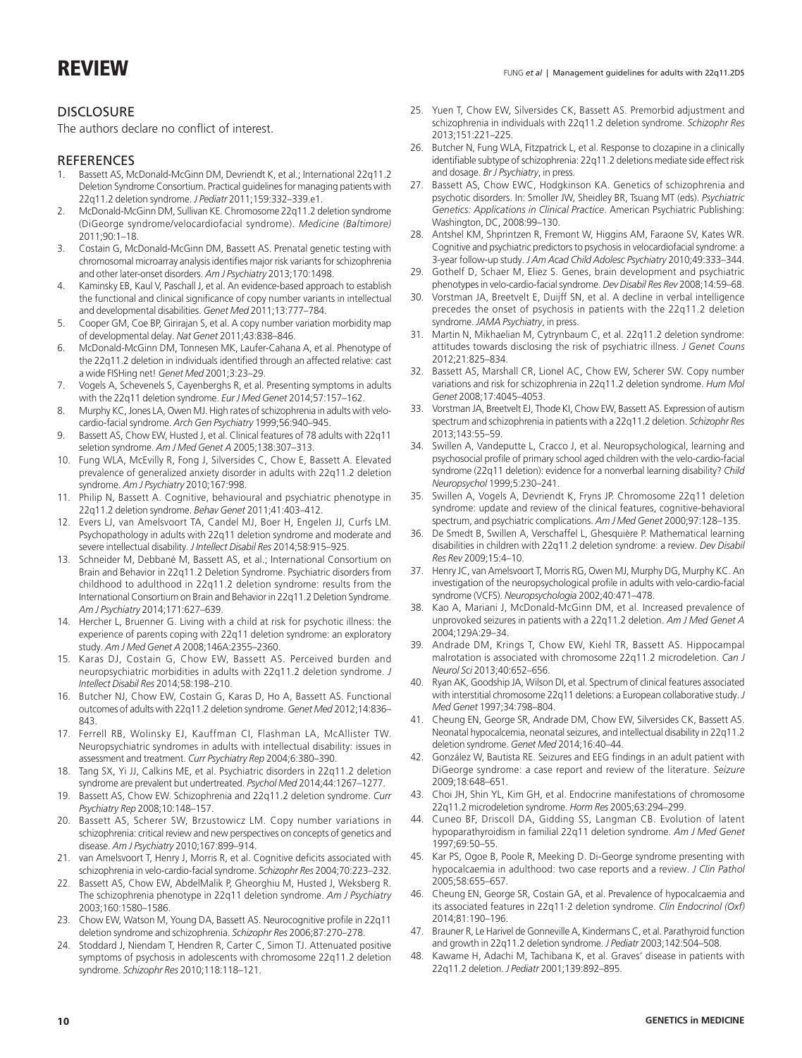## DISCLOSURE

The authors declare no conflict of interest.

## REFERENCES

1. Bassett AS, McDonald-McGinn DM, Devriendt K, et al.; International 22q11.2 Deletion Syndrome Consortium. Practical guidelines for managing patients with 22q11.2 deletion syndrome. *J Pediatr* 2011;159:332–339.e1.
2. McDonald-McGinn DM, Sullivan KE. Chromosome 22q11.2 deletion syndrome (DiGeorge syndrome/velocardiofacial syndrome). *Medicine (Baltimore)* 2011;90:1–18.
3. Costain G, McDonald-McGinn DM, Bassett AS. Prenatal genetic testing with chromosomal microarray analysis identifies major risk variants for schizophrenia and other later-onset disorders. *Am J Psychiatry* 2013;170:1498.
4. Kaminsky EB, Kaul V, Paschall J, et al. An evidence-based approach to establish the functional and clinical significance of copy number variants in intellectual and developmental disabilities. *Genet Med* 2011;13:777–784.
5. Cooper GM, Coe BP, Girirajan S, et al. A copy number variation morbidity map of developmental delay. *Nat Genet* 2011;43:838–846.
6. McDonald-McGinn DM, Tonnesen MK, Laufer-Cahana A, et al. Phenotype of the 22q11.2 deletion in individuals identified through an affected relative: cast a wide FISHing net! *Genet Med* 2001;3:23–29.
7. Vogels A, Schevenels S, Cayenberghs R, et al. Presenting symptoms in adults with the 22q11 deletion syndrome. *Eur J Med Genet* 2014;57:157–162.
8. Murphy KC, Jones LA, Owen MJ. High rates of schizophrenia in adults with velo-cardio-facial syndrome. *Arch Gen Psychiatry* 1999;56:940–945.
9. Bassett AS, Chow EW, Husted J, et al. Clinical features of 78 adults with 22q11 seletion syndrome. *Am J Med Genet A* 2005;138:307–313.
10. Fung WLA, McEvilly R, Fong J, Silversides C, Chow E, Bassett A. Elevated prevalence of generalized anxiety disorder in adults with 22q11.2 deletion syndrome. *Am J Psychiatry* 2010;167:998.
11. Philip N, Bassett A. Cognitive, behavioural and psychiatric phenotype in 22q11.2 deletion syndrome. *Behav Genet* 2011;41:403–412.
12. Evers LJ, van Amelsvoort TA, Candel MJ, Boer H, Engelen JJ, Curfs LM. Psychopathology in adults with 22q11 deletion syndrome and moderate and severe intellectual disability. *J Intellect Disabil Res* 2014;58:915–925.
13. Schneider M, Debbané M, Bassett AS, et al.; International Consortium on Brain and Behavior in 22q11.2 Deletion Syndrome. Psychiatric disorders from childhood to adulthood in 22q11.2 deletion syndrome: results from the International Consortium on Brain and Behavior in 22q11.2 Deletion Syndrome. *Am J Psychiatry* 2014;171:627–639.
14. Hercher L, Bruenner G. Living with a child at risk for psychotic illness: the experience of parents coping with 22q11 deletion syndrome: an exploratory study. *Am J Med Genet A* 2008;146A:2355–2360.
15. Karas DJ, Costain G, Chow EW, Bassett AS. Perceived burden and neuropsychiatric morbidities in adults with 22q11.2 deletion syndrome. *J Intellect Disabil Res* 2014;58:198–210.
16. Butcher NJ, Chow EW, Costain G, Karas D, Ho A, Bassett AS. Functional outcomes of adults with 22q11.2 deletion syndrome. *Genet Med* 2012;14:836–843.
17. Ferrell RB, Wolinsky EJ, Kauffman CI, Flashman LA, McAllister TW. Neuropsychiatric syndromes in adults with intellectual disability: issues in assessment and treatment. *Curr Psychiatry Rep* 2004;6:380–390.
18. Tang SX, Yi JJ, Calkins ME, et al. Psychiatric disorders in 22q11.2 deletion syndrome are prevalent but undertreated. *Psychol Med* 2014;44:1267–1277.
19. Bassett AS, Chow EW. Schizophrenia and 22q11.2 deletion syndrome. *Curr Psychiatry Rep* 2008;10:148–157.
20. Bassett AS, Scherer SW, Brzustowicz LM. Copy number variations in schizophrenia: critical review and new perspectives on concepts of genetics and disease. *Am J Psychiatry* 2010;167:899–914.
21. van Amelsvoort T, Henry J, Morris R, et al. Cognitive deficits associated with schizophrenia in velo-cardio-facial syndrome. *Schizophr Res* 2004;70:223–232.
22. Bassett AS, Chow EW, AbdelMalik P, Gheorghiu M, Husted J, Weksberg R. The schizophrenia phenotype in 22q11 deletion syndrome. *Am J Psychiatry* 2003;160:1580–1586.
23. Chow EW, Watson M, Young DA, Bassett AS. Neurocognitive profile in 22q11 deletion syndrome and schizophrenia. *Schizophr Res* 2006;87:270–278.
24. Stoddard J, Niendam T, Hendren R, Carter C, Simon TJ. Attenuated positive symptoms of psychosis in adolescents with chromosome 22q11.2 deletion syndrome. *Schizophr Res* 2010;118:118–121.
25. Yuen T, Chow EW, Silversides CK, Bassett AS. Premorbid adjustment and schizophrenia in individuals with 22q11.2 deletion syndrome. *Schizophr Res* 2013;151:221–225.
26. Butcher N, Fung WLA, Fitzpatrick L, et al. Response to clozapine in a clinically identifiable subtype of schizophrenia: 22q11.2 deletions mediate side effect risk and dosage. *Br J Psychiatry*, in press.
27. Bassett AS, Chow EWC, Hodgkinson KA. Genetics of schizophrenia and psychotic disorders. In: Smoller JW, Sheidley BR, Tsuang MT (eds). *Psychiatric Genetics: Applications in Clinical Practice*. American Psychiatric Publishing: Washington, DC, 2008:99–130.
28. Antshel KM, Shprintzen R, Fremont W, Higgins AM, Faraone SV, Kates WR. Cognitive and psychiatric predictors to psychosis in velocardiofacial syndrome: a 3-year follow-up study. *J Am Acad Child Adolesc Psychiatry* 2010;49:333–344.
29. Gothelf D, Schaer M, Eliez S. Genes, brain development and psychiatric phenotypes in velo-cardio-facial syndrome. *Dev Disabil Res Rev* 2008;14:59–68.
30. Vorstman JA, Breetvelt E, Duijff SN, et al. A decline in verbal intelligence precedes the onset of psychosis in patients with the 22q11.2 deletion syndrome. *JAMA Psychiatry*, in press.
31. Martin N, Mikhaelian M, Cytrynbaum C, et al. 22q11.2 deletion syndrome: attitudes towards disclosing the risk of psychiatric illness. *J Genet Couns* 2012;21:825–834.
32. Bassett AS, Marshall CR, Lionel AC, Chow EW, Scherer SW. Copy number variations and risk for schizophrenia in 22q11.2 deletion syndrome. *Hum Mol Genet* 2008;17:4045–4053.
33. Vorstman JA, Breetvelt EJ, Thode KI, Chow EW, Bassett AS. Expression of autism spectrum and schizophrenia in patients with a 22q11.2 deletion. *Schizophr Res* 2013;143:55–59.
34. Swillen A, Vandeputte L, Cracco J, et al. Neuropsychological, learning and psychosocial profile of primary school aged children with the velo-cardio-facial syndrome (22q11 deletion): evidence for a nonverbal learning disability? *Child Neuropsychol* 1999;5:230–241.
35. Swillen A, Vogels A, Devriendt K, Fryns JP. Chromosome 22q11 deletion syndrome: update and review of the clinical features, cognitive-behavioral spectrum, and psychiatric complications. *Am J Med Genet* 2000;97:128–135.
36. De Smedt B, Swillen A, Verschaffel L, Ghesquière P. Mathematical learning disabilities in children with 22q11.2 deletion syndrome: a review. *Dev Disabil Res Rev* 2009;15:4–10.
37. Henry JC, van Amelsvoort T, Morris RG, Owen MJ, Murphy DG, Murphy KC. An investigation of the neuropsychological profile in adults with velo-cardio-facial syndrome (VCFS). *Neuropsychologia* 2002;40:471–478.
38. Kao A, Mariani J, McDonald-McGinn DM, et al. Increased prevalence of unprovoked seizures in patients with a 22q11.2 deletion. *Am J Med Genet A* 2004;129A:29–34.
39. Andrade DM, Krings T, Chow EW, Kiehl TR, Bassett AS. Hippocampal malrotation is associated with chromosome 22q11.2 microdeletion. *Can J Neurol Sci* 2013;40:652–656.
40. Ryan AK, Goodship JA, Wilson DI, et al. Spectrum of clinical features associated with interstitial chromosome 22q11 deletions: a European collaborative study. *J Med Genet* 1997;34:798–804.
41. Cheung EN, George SR, Andrade DM, Chow EW, Silversides CK, Bassett AS. Neonatal hypocalcemia, neonatal seizures, and intellectual disability in 22q11.2 deletion syndrome. *Genet Med* 2014;16:40–44.
42. González W, Bautista RE. Seizures and EEG findings in an adult patient with DiGeorge syndrome: a case report and review of the literature. *Seizure* 2009;18:648–651.
43. Choi JH, Shin YL, Kim GH, et al. Endocrine manifestations of chromosome 22q11.2 microdeletion syndrome. *Horm Res* 2005;63:294–299.
44. Cuneo BF, Driscoll DA, Gidding SS, Langman CB. Evolution of latent hypoparathyroidism in familial 22q11 deletion syndrome. *Am J Med Genet* 1997;69:50–55.
45. Kar PS, Ogoe B, Poole R, Meeking D. Di-George syndrome presenting with hypocalcaemia in adulthood: two case reports and a review. *J Clin Pathol* 2005;58:655–657.
46. Cheung EN, George SR, Costain GA, et al. Prevalence of hypocalcaemia and its associated features in 22q11·2 deletion syndrome. *Clin Endocrinol (Oxf)* 2014;81:190–196.
47. Brauner R, Le Harivel de Gonneville A, Kindermans C, et al. Parathyroid function and growth in 22q11.2 deletion syndrome. *J Pediatr* 2003;142:504–508.
48. Kawame H, Adachi M, Tachibana K, et al. Graves' disease in patients with 22q11.2 deletion. *J Pediatr* 2001;139:892–895.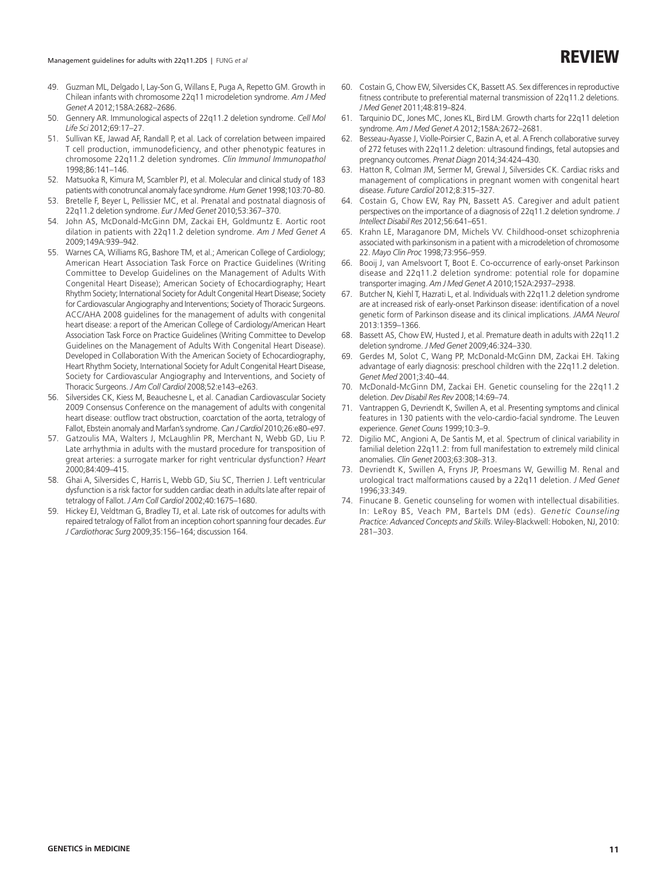49. Guzman ML, Delgado I, Lay-Son G, Willans E, Puga A, Repetto GM. Growth in Chilean infants with chromosome 22q11 microdeletion syndrome. *Am J Med Genet A* 2012;158A:2682–2686.
50. Gennery AR. Immunological aspects of 22q11.2 deletion syndrome. *Cell Mol Life Sci* 2012;69:17–27.
51. Sullivan KE, Jawad AF, Randall P, et al. Lack of correlation between impaired T cell production, immunodeficiency, and other phenotypic features in chromosome 22q11.2 deletion syndromes. *Clin Immunol Immunopathol* 1998;86:141–146.
52. Matsuoka R, Kimura M, Scambler PJ, et al. Molecular and clinical study of 183 patients with conotruncal anomaly face syndrome. *Hum Genet* 1998;103:70–80.
53. Bretelle F, Beyer L, Pellissier MC, et al. Prenatal and postnatal diagnosis of 22q11.2 deletion syndrome. *Eur J Med Genet* 2010;53:367–370.
54. John AS, McDonald-McGinn DM, Zackai EH, Goldmuntz E. Aortic root dilation in patients with 22q11.2 deletion syndrome. *Am J Med Genet A* 2009;149A:939–942.
55. Warnes CA, Williams RG, Bashore TM, et al.; American College of Cardiology; American Heart Association Task Force on Practice Guidelines (Writing Committee to Develop Guidelines on the Management of Adults With Congenital Heart Disease); American Society of Echocardiography; Heart Rhythm Society; International Society for Adult Congenital Heart Disease; Society for Cardiovascular Angiography and Interventions; Society of Thoracic Surgeons. ACC/AHA 2008 guidelines for the management of adults with congenital heart disease: a report of the American College of Cardiology/American Heart Association Task Force on Practice Guidelines (Writing Committee to Develop Guidelines on the Management of Adults With Congenital Heart Disease). Developed in Collaboration With the American Society of Echocardiography, Heart Rhythm Society, International Society for Adult Congenital Heart Disease, Society for Cardiovascular Angiography and Interventions, and Society of Thoracic Surgeons. *J Am Coll Cardiol* 2008;52:e143–e263.
56. Silversides CK, Kiess M, Beauchesne L, et al. Canadian Cardiovascular Society 2009 Consensus Conference on the management of adults with congenital heart disease: outflow tract obstruction, coarctation of the aorta, tetralogy of Fallot, Ebstein anomaly and Marfan's syndrome. *Can J Cardiol* 2010;26:e80–e97.
57. Gatzoulis MA, Walters J, McLaughlin PR, Merchant N, Webb GD, Liu P. Late arrhythmia in adults with the mustard procedure for transposition of great arteries: a surrogate marker for right ventricular dysfunction? *Heart* 2000;84:409–415.
58. Ghai A, Silversides C, Harris L, Webb GD, Siu SC, Therrien J. Left ventricular dysfunction is a risk factor for sudden cardiac death in adults late after repair of tetralogy of Fallot. *J Am Coll Cardiol* 2002;40:1675–1680.
59. Hickey EJ, Veldtman G, Bradley TJ, et al. Late risk of outcomes for adults with repaired tetralogy of Fallot from an inception cohort spanning four decades. *Eur J Cardiothorac Surg* 2009;35:156–164; discussion 164.
60. Costain G, Chow EW, Silversides CK, Bassett AS. Sex differences in reproductive fitness contribute to preferential maternal transmission of 22q11.2 deletions. *J Med Genet* 2011;48:819–824.
61. Tarquinio DC, Jones MC, Jones KL, Bird LM. Growth charts for 22q11 deletion syndrome. *Am J Med Genet A* 2012;158A:2672–2681.
62. Besseau-Ayasse J, Violle-Poirsier C, Bazin A, et al. A French collaborative survey of 272 fetuses with 22q11.2 deletion: ultrasound findings, fetal autopsies and pregnancy outcomes. *Prenat Diagn* 2014;34:424–430.
63. Hatton R, Colman JM, Sermer M, Grewal J, Silversides CK. Cardiac risks and management of complications in pregnant women with congenital heart disease. *Future Cardiol* 2012;8:315–327.
64. Costain G, Chow EW, Ray PN, Bassett AS. Caregiver and adult patient perspectives on the importance of a diagnosis of 22q11.2 deletion syndrome. *J Intellect Disabil Res* 2012;56:641–651.
65. Krahn LE, Maraganore DM, Michels VV. Childhood-onset schizophrenia associated with parkinsonism in a patient with a microdeletion of chromosome 22. *Mayo Clin Proc* 1998;73:956–959.
66. Booij J, van Amelsvoort T, Boot E. Co-occurrence of early-onset Parkinson disease and 22q11.2 deletion syndrome: potential role for dopamine transporter imaging. *Am J Med Genet A* 2010;152A:2937–2938.
67. Butcher N, Kiehl T, Hazrati L, et al. Individuals with 22q11.2 deletion syndrome are at increased risk of early-onset Parkinson disease: identification of a novel genetic form of Parkinson disease and its clinical implications. *JAMA Neurol* 2013:1359–1366.
68. Bassett AS, Chow EW, Husted J, et al. Premature death in adults with 22q11.2 deletion syndrome. *J Med Genet* 2009;46:324–330.
69. Gerdes M, Solot C, Wang PP, McDonald-McGinn DM, Zackai EH. Taking advantage of early diagnosis: preschool children with the 22q11.2 deletion. *Genet Med* 2001;3:40–44.
70. McDonald-McGinn DM, Zackai EH. Genetic counseling for the 22q11.2 deletion. *Dev Disabil Res Rev* 2008;14:69–74.
71. Vantrappen G, Devriendt K, Swillen A, et al. Presenting symptoms and clinical features in 130 patients with the velo-cardio-facial syndrome. The Leuven experience. *Genet Couns* 1999;10:3–9.
72. Digilio MC, Angioni A, De Santis M, et al. Spectrum of clinical variability in familial deletion 22q11.2: from full manifestation to extremely mild clinical anomalies. *Clin Genet* 2003;63:308–313.
73. Devriendt K, Swillen A, Fryns JP, Proesmans W, Gewillig M. Renal and urological tract malformations caused by a 22q11 deletion. *J Med Genet* 1996;33:349.
74. Finucane B. Genetic counseling for women with intellectual disabilities. In: LeRoy BS, Veach PM, Bartels DM (eds). *Genetic Counseling Practice: Advanced Concepts and Skills*. Wiley-Blackwell: Hoboken, NJ, 2010: 281–303.